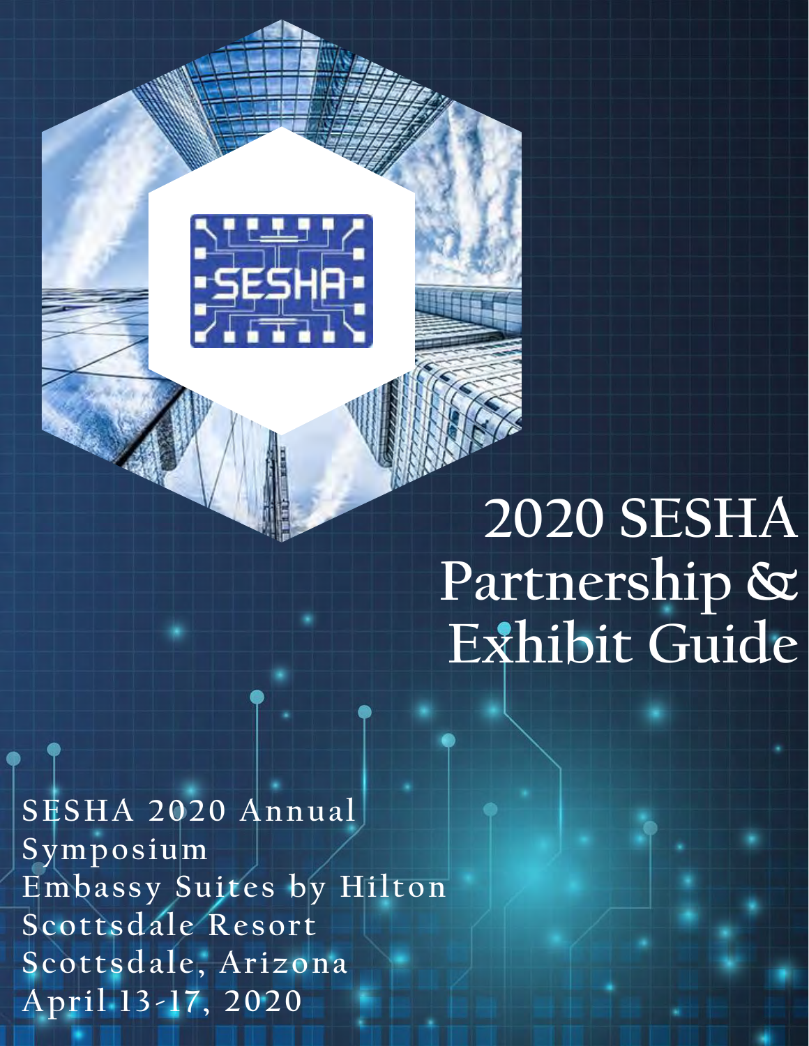# 2020 SESHA Partnership & Exhibit Guide

SESHA 2020 Annual Symposium
Embassy Suites by Hilton Scottsdale Resort
Scottsdale, Arizona
April 13-17, 2020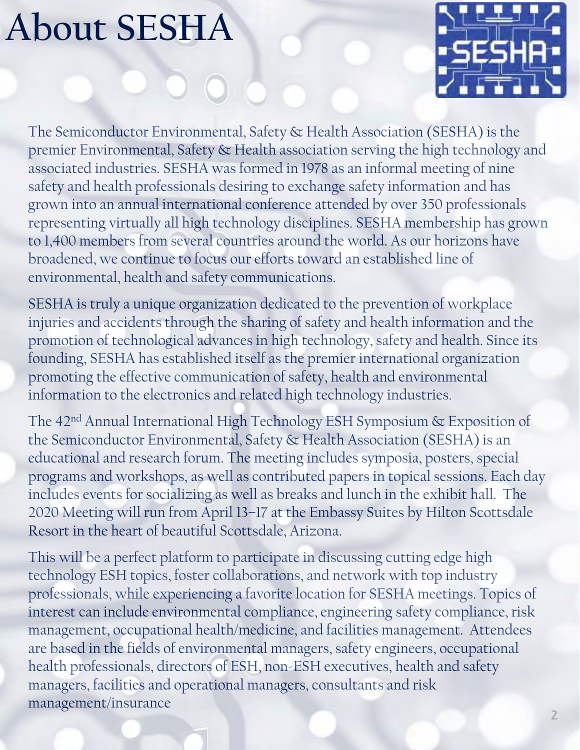# About SESHA

The Semiconductor Environmental, Safety & Health Association (SESHA) is the premier Environmental, Safety & Health association serving the high technology and associated industries. SESHA was formed in 1978 as an informal meeting of nine safety and health professionals desiring to exchange safety information and has grown into an annual international conference attended by over 350 professionals representing virtually all high technology disciplines. SESHA membership has grown to 1,400 members from several countries around the world. As our horizons have broadened, we continue to focus our efforts toward an established line of environmental, health and safety communications.

SESHA is truly a unique organization dedicated to the prevention of workplace injuries and accidents through the sharing of safety and health information and the promotion of technological advances in high technology, safety and health. Since its founding, SESHA has established itself as the premier international organization promoting the effective communication of safety, health and environmental information to the electronics and related high technology industries.

The 42nd Annual International High Technology ESH Symposium & Exposition of the Semiconductor Environmental, Safety & Health Association (SESHA) is an educational and research forum. The meeting includes symposia, posters, special programs and workshops, as well as contributed papers in topical sessions. Each day includes events for socializing as well as breaks and lunch in the exhibit hall. The 2020 Meeting will run from April 13–17 at the Embassy Suites by Hilton Scottsdale Resort in the heart of beautiful Scottsdale, Arizona.

This will be a perfect platform to participate in discussing cutting edge high technology ESH topics, foster collaborations, and network with top industry professionals, while experiencing a favorite location for SESHA meetings. Topics of interest can include environmental compliance, engineering safety compliance, risk management, occupational health/medicine, and facilities management. Attendees are based in the fields of environmental managers, safety engineers, occupational health professionals, directors of ESH, non-ESH executives, health and safety managers, facilities and operational managers, consultants and risk management/insurance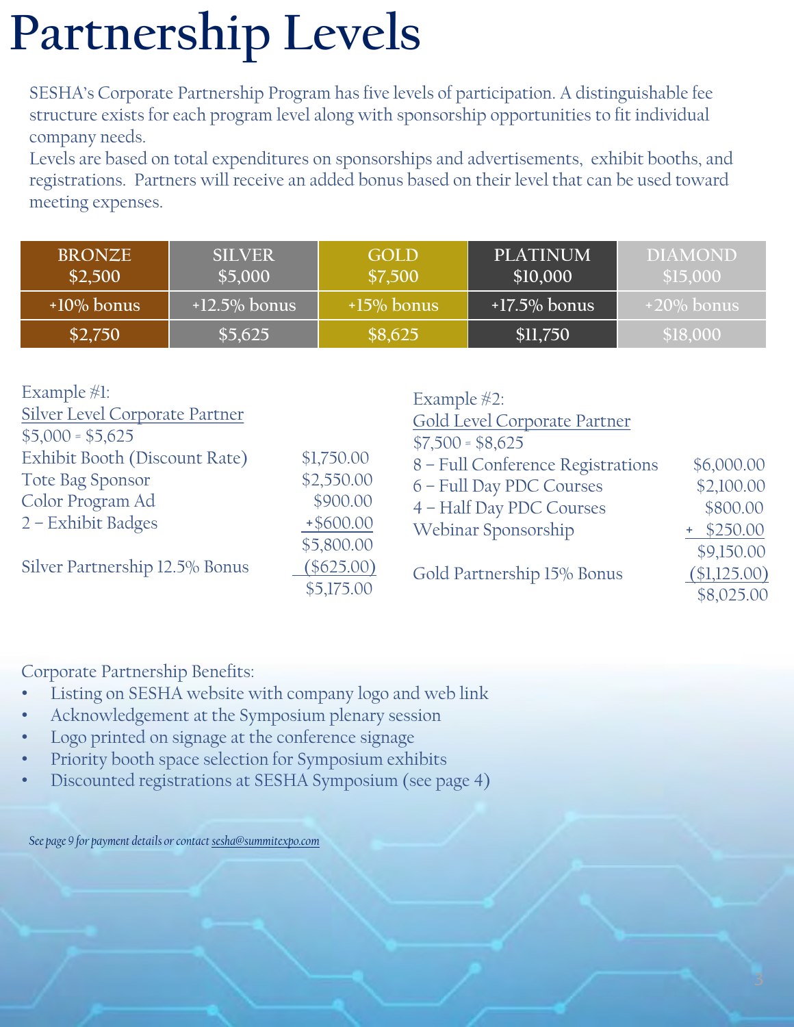# Partnership Levels

SESHA's Corporate Partnership Program has five levels of participation. A distinguishable fee structure exists for each program level along with sponsorship opportunities to fit individual company needs.
Levels are based on total expenditures on sponsorships and advertisements, exhibit booths, and registrations. Partners will receive an added bonus based on their level that can be used toward meeting expenses.

| BRONZE $2,500 | SILVER $5,000 | GOLD $7,500 | PLATINUM $10,000 | DIAMOND $15,000 |
|---|---|---|---|---|
| +10% bonus | +12.5% bonus | +15% bonus | +17.5% bonus | +20% bonus |
| $2,750 | $5,625 | $8,625 | $11,750 | $18,000 |

Example #1:
Silver Level Corporate Partner
$5,000 = $5,625

| | |
|---|---|
| Exhibit Booth (Discount Rate) | $1,750.00 |
| Tote Bag Sponsor | $2,550.00 |
| Color Program Ad | $900.00 |
| 2 – Exhibit Badges | +$600.00 |
| | $5,800.00 |
| Silver Partnership 12.5% Bonus | ($625.00) |
| | $5,175.00 |

Example #2:
Gold Level Corporate Partner
$7,500 = $8,625

| | |
|---|---|
| 8 – Full Conference Registrations | $6,000.00 |
| 6 – Full Day PDC Courses | $2,100.00 |
| 4 – Half Day PDC Courses | $800.00 |
| Webinar Sponsorship | + $250.00 |
| | $9,150.00 |
| Gold Partnership 15% Bonus | ($1,125.00) |
| | $8,025.00 |

Corporate Partnership Benefits:

- Listing on SESHA website with company logo and web link
- Acknowledgement at the Symposium plenary session
- Logo printed on signage at the conference signage
- Priority booth space selection for Symposium exhibits
- Discounted registrations at SESHA Symposium (see page 4)

*See page 9 for payment details or contact sesha@summitexpo.com*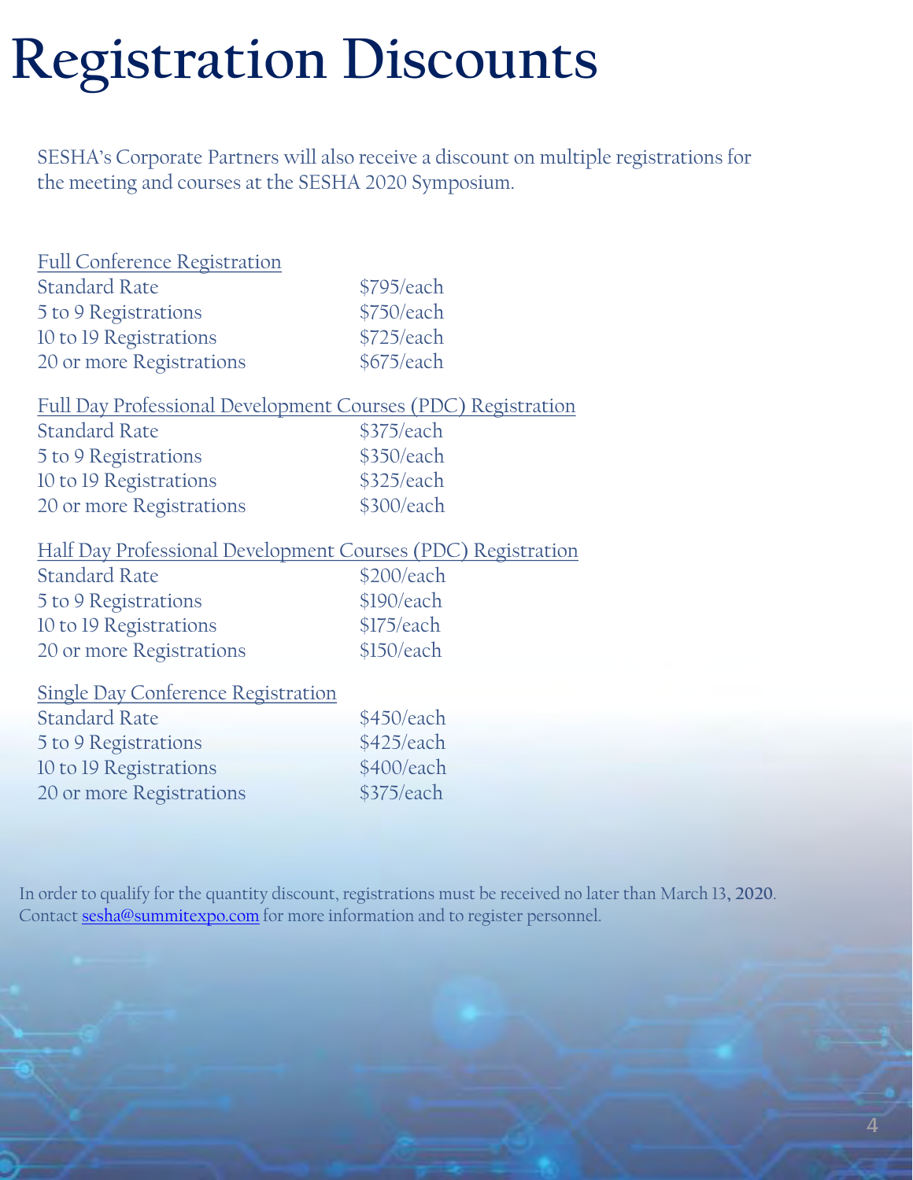# Registration Discounts

SESHA's Corporate Partners will also receive a discount on multiple registrations for the meeting and courses at the SESHA 2020 Symposium.

| Full Conference Registration | |
|---|---|
| Standard Rate | $795/each |
| 5 to 9 Registrations | $750/each |
| 10 to 19 Registrations | $725/each |
| 20 or more Registrations | $675/each |

| Full Day Professional Development Courses (PDC) Registration | |
|---|---|
| Standard Rate | $375/each |
| 5 to 9 Registrations | $350/each |
| 10 to 19 Registrations | $325/each |
| 20 or more Registrations | $300/each |

| Half Day Professional Development Courses (PDC) Registration | |
|---|---|
| Standard Rate | $200/each |
| 5 to 9 Registrations | $190/each |
| 10 to 19 Registrations | $175/each |
| 20 or more Registrations | $150/each |

| Single Day Conference Registration | |
|---|---|
| Standard Rate | $450/each |
| 5 to 9 Registrations | $425/each |
| 10 to 19 Registrations | $400/each |
| 20 or more Registrations | $375/each |

In order to qualify for the quantity discount, registrations must be received no later than March 13, 2020.
Contact sesha@summitexpo.com for more information and to register personnel.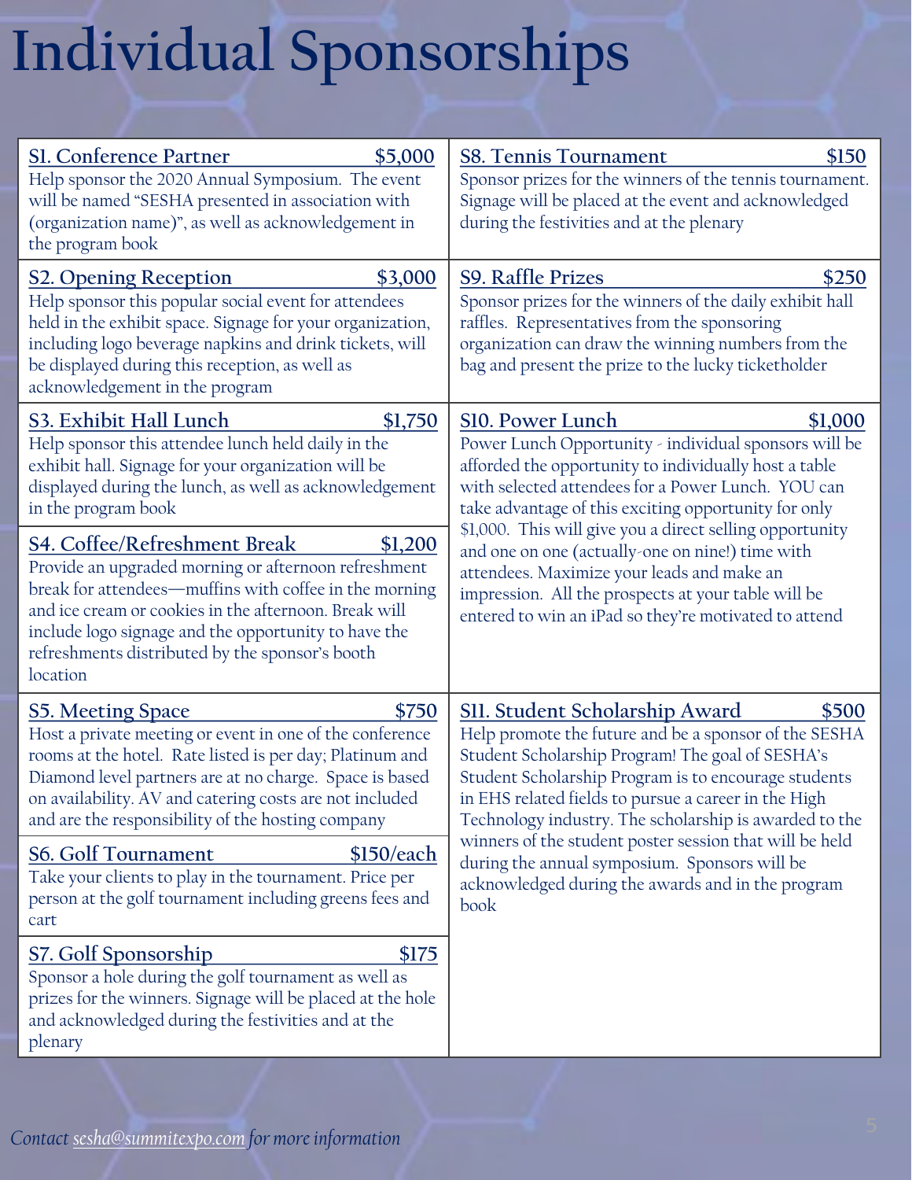# Individual Sponsorships

**S1. Conference Partner — $5,000**
Help sponsor the 2020 Annual Symposium. The event will be named "SESHA presented in association with (organization name)", as well as acknowledgement in the program book

**S2. Opening Reception — $3,000**
Help sponsor this popular social event for attendees held in the exhibit space. Signage for your organization, including logo beverage napkins and drink tickets, will be displayed during this reception, as well as acknowledgement in the program

**S3. Exhibit Hall Lunch — $1,750**
Help sponsor this attendee lunch held daily in the exhibit hall. Signage for your organization will be displayed during the lunch, as well as acknowledgement in the program book

**S4. Coffee/Refreshment Break — $1,200**
Provide an upgraded morning or afternoon refreshment break for attendees—muffins with coffee in the morning and ice cream or cookies in the afternoon. Break will include logo signage and the opportunity to have the refreshments distributed by the sponsor's booth location

**S5. Meeting Space — $750**
Host a private meeting or event in one of the conference rooms at the hotel. Rate listed is per day; Platinum and Diamond level partners are at no charge. Space is based on availability. AV and catering costs are not included and are the responsibility of the hosting company

**S6. Golf Tournament — $150/each**
Take your clients to play in the tournament. Price per person at the golf tournament including greens fees and cart

**S7. Golf Sponsorship — $175**
Sponsor a hole during the golf tournament as well as prizes for the winners. Signage will be placed at the hole and acknowledged during the festivities and at the plenary

**S8. Tennis Tournament — $150**
Sponsor prizes for the winners of the tennis tournament. Signage will be placed at the event and acknowledged during the festivities and at the plenary

**S9. Raffle Prizes — $250**
Sponsor prizes for the winners of the daily exhibit hall raffles. Representatives from the sponsoring organization can draw the winning numbers from the bag and present the prize to the lucky ticketholder

**S10. Power Lunch — $1,000**
Power Lunch Opportunity - individual sponsors will be afforded the opportunity to individually host a table with selected attendees for a Power Lunch. YOU can take advantage of this exciting opportunity for only $1,000. This will give you a direct selling opportunity and one on one (actually-one on nine!) time with attendees. Maximize your leads and make an impression. All the prospects at your table will be entered to win an iPad so they're motivated to attend

**S11. Student Scholarship Award — $500**
Help promote the future and be a sponsor of the SESHA Student Scholarship Program! The goal of SESHA's Student Scholarship Program is to encourage students in EHS related fields to pursue a career in the High Technology industry. The scholarship is awarded to the winners of the student poster session that will be held during the annual symposium. Sponsors will be acknowledged during the awards and in the program book

*Contact sesha@summitexpo.com for more information*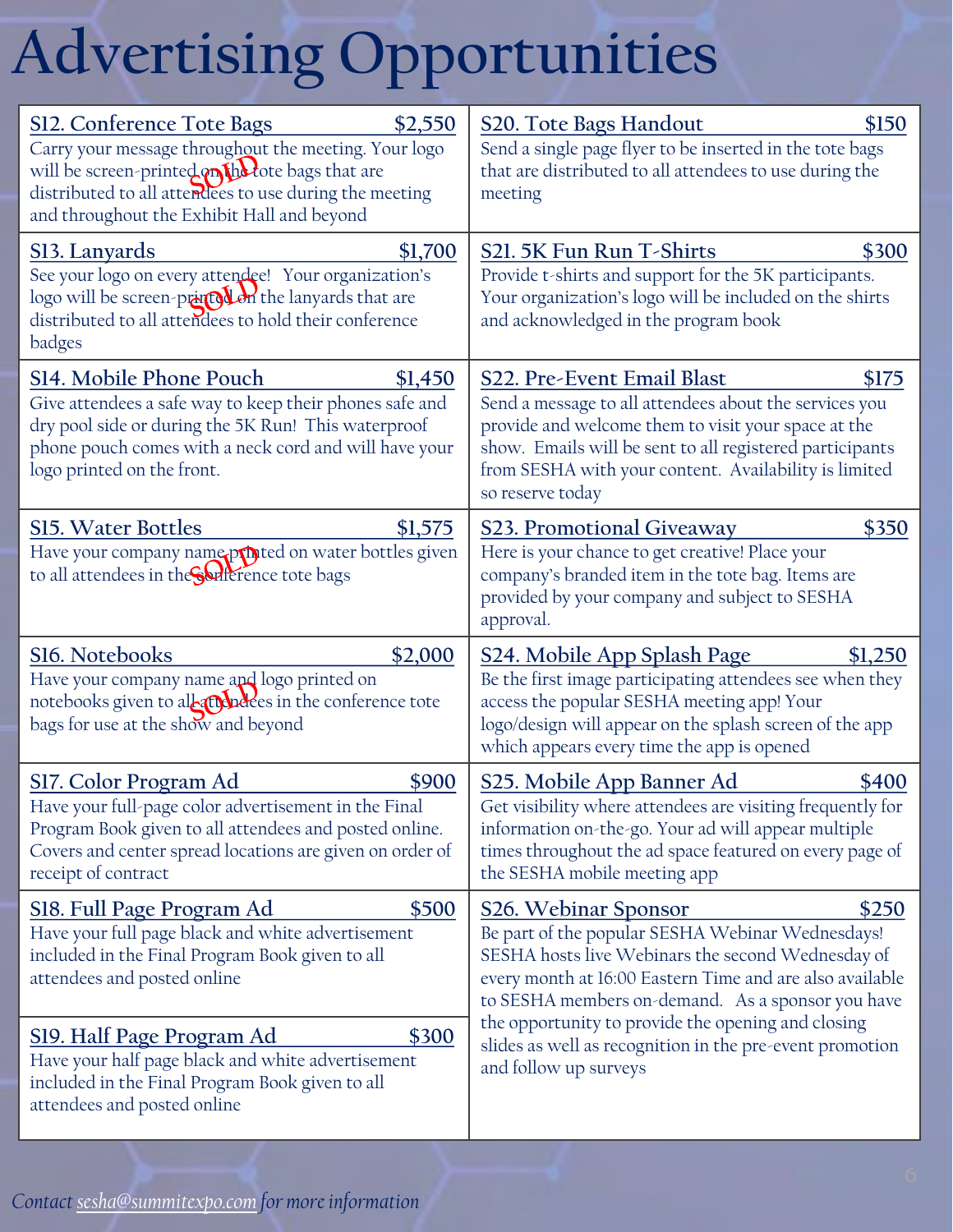# Advertising Opportunities

**S12. Conference Tote Bags** — **$2,550**

Carry your message throughout the meeting. Your logo will be screen-printed on the tote bags that are distributed to all attendees to use during the meeting and throughout the Exhibit Hall and beyond

SOLD

**S13. Lanyards** — **$1,700**

See your logo on every attendee! Your organization's logo will be screen-printed on the lanyards that are distributed to all attendees to hold their conference badges

SOLD

**S14. Mobile Phone Pouch** — **$1,450**

Give attendees a safe way to keep their phones safe and dry pool side or during the 5K Run! This waterproof phone pouch comes with a neck cord and will have your logo printed on the front.

**S15. Water Bottles** — **$1,575**

Have your company name printed on water bottles given to all attendees in the conference tote bags

SOLD

**S16. Notebooks** — **$2,000**

Have your company name and logo printed on notebooks given to all attendees in the conference tote bags for use at the show and beyond

SOLD

**S17. Color Program Ad** — **$900**

Have your full-page color advertisement in the Final Program Book given to all attendees and posted online. Covers and center spread locations are given on order of receipt of contract

**S18. Full Page Program Ad** — **$500**

Have your full page black and white advertisement included in the Final Program Book given to all attendees and posted online

**S19. Half Page Program Ad** — **$300**

Have your half page black and white advertisement included in the Final Program Book given to all attendees and posted online

**S20. Tote Bags Handout** — **$150**

Send a single page flyer to be inserted in the tote bags that are distributed to all attendees to use during the meeting

**S21. 5K Fun Run T-Shirts** — **$300**

Provide t-shirts and support for the 5K participants. Your organization's logo will be included on the shirts and acknowledged in the program book

**S22. Pre-Event Email Blast** — **$175**

Send a message to all attendees about the services you provide and welcome them to visit your space at the show. Emails will be sent to all registered participants from SESHA with your content. Availability is limited so reserve today

**S23. Promotional Giveaway** — **$350**

Here is your chance to get creative! Place your company's branded item in the tote bag. Items are provided by your company and subject to SESHA approval.

**S24. Mobile App Splash Page** — **$1,250**

Be the first image participating attendees see when they access the popular SESHA meeting app! Your logo/design will appear on the splash screen of the app which appears every time the app is opened

**S25. Mobile App Banner Ad** — **$400**

Get visibility where attendees are visiting frequently for information on-the-go. Your ad will appear multiple times throughout the ad space featured on every page of the SESHA mobile meeting app

**S26. Webinar Sponsor** — **$250**

Be part of the popular SESHA Webinar Wednesdays! SESHA hosts live Webinars the second Wednesday of every month at 16:00 Eastern Time and are also available to SESHA members on-demand. As a sponsor you have the opportunity to provide the opening and closing slides as well as recognition in the pre-event promotion and follow up surveys

*Contact sesha@summitexpo.com for more information*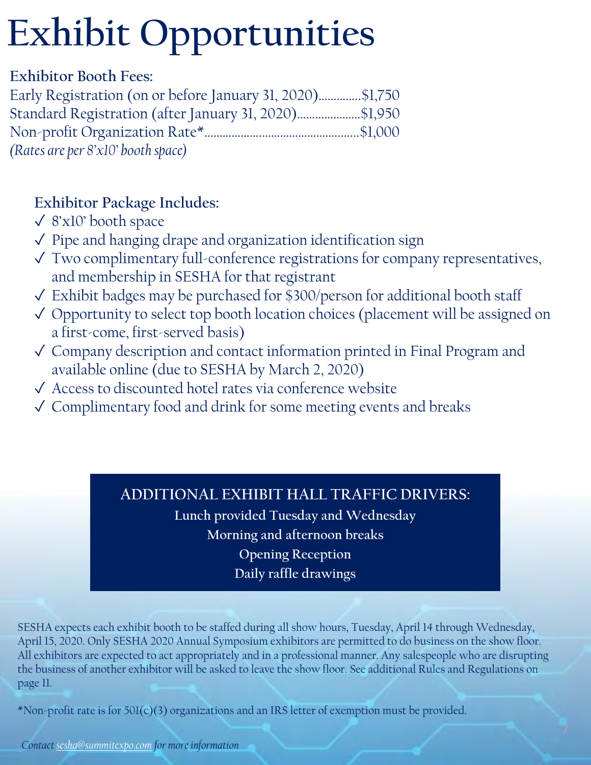# Exhibit Opportunities

**Exhibitor Booth Fees:**

Early Registration (on or before January 31, 2020)..............$1,750
Standard Registration (after January 31, 2020)......................$1,950
Non-profit Organization Rate*....................................................$1,000
*(Rates are per 8'x10' booth space)*

**Exhibitor Package Includes:**

- ✓ 8'x10' booth space
- ✓ Pipe and hanging drape and organization identification sign
- ✓ Two complimentary full-conference registrations for company representatives, and membership in SESHA for that registrant
- ✓ Exhibit badges may be purchased for $300/person for additional booth staff
- ✓ Opportunity to select top booth location choices (placement will be assigned on a first-come, first-served basis)
- ✓ Company description and contact information printed in Final Program and available online (due to SESHA by March 2, 2020)
- ✓ Access to discounted hotel rates via conference website
- ✓ Complimentary food and drink for some meeting events and breaks

**ADDITIONAL EXHIBIT HALL TRAFFIC DRIVERS:**

**Lunch provided Tuesday and Wednesday**
**Morning and afternoon breaks**
**Opening Reception**
**Daily raffle drawings**

SESHA expects each exhibit booth to be staffed during all show hours, Tuesday, April 14 through Wednesday, April 15, 2020. Only SESHA 2020 Annual Symposium exhibitors are permitted to do business on the show floor. All exhibitors are expected to act appropriately and in a professional manner. Any salespeople who are disrupting the business of another exhibitor will be asked to leave the show floor. See additional Rules and Regulations on page 11.

*Non-profit rate is for 501(c)(3) organizations and an IRS letter of exemption must be provided.

*Contact sesha@summitexpo.com for more information*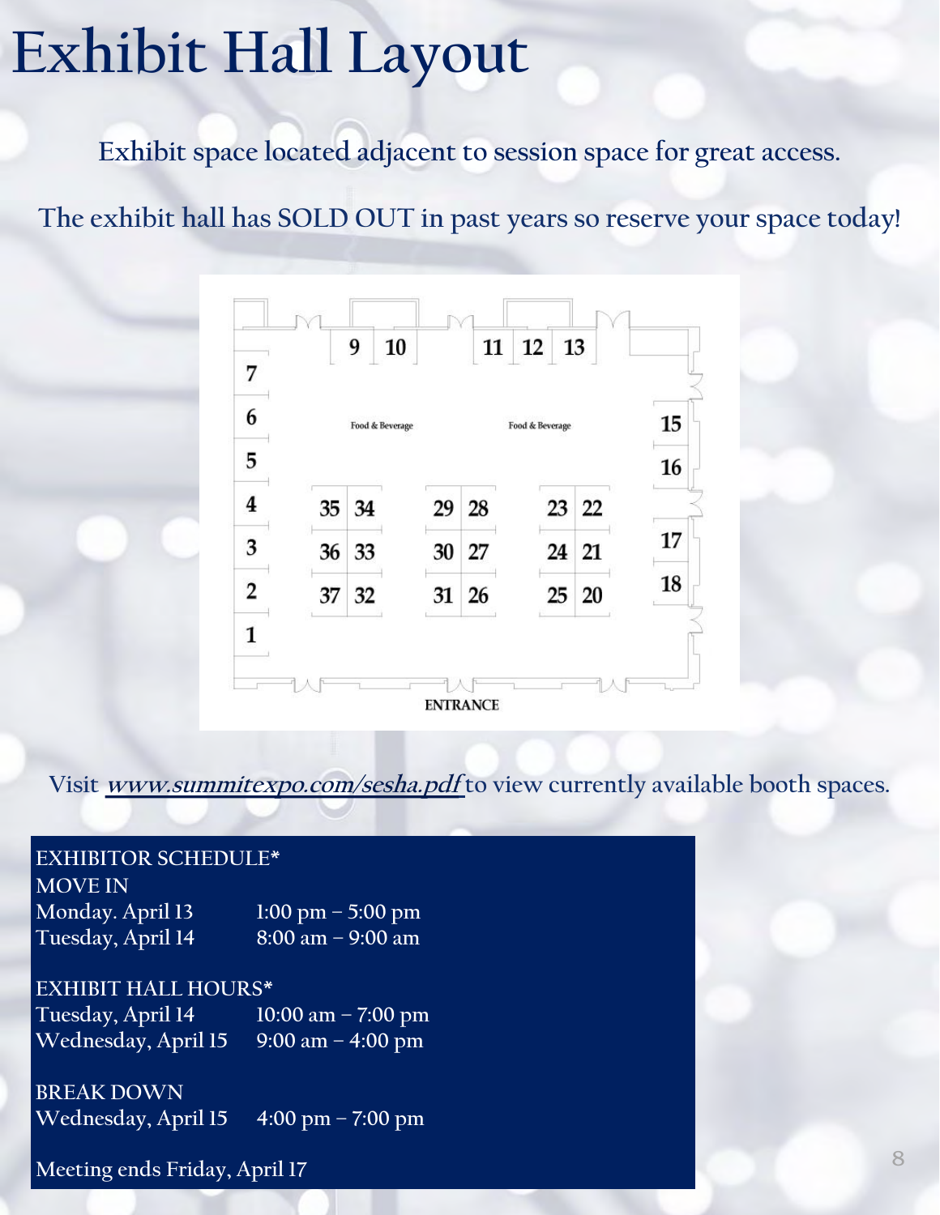# Exhibit Hall Layout

Exhibit space located adjacent to session space for great access.

The exhibit hall has SOLD OUT in past years so reserve your space today!

Visit ***www.summitexpo.com/sesha.pdf*** to view currently available booth spaces.

EXHIBITOR SCHEDULE*

MOVE IN

| | |
|---|---|
| Monday. April 13 | 1:00 pm – 5:00 pm |
| Tuesday, April 14 | 8:00 am – 9:00 am |

EXHIBIT HALL HOURS*

| | |
|---|---|
| Tuesday, April 14 | 10:00 am – 7:00 pm |
| Wednesday, April 15 | 9:00 am – 4:00 pm |

BREAK DOWN

| | |
|---|---|
| Wednesday, April 15 | 4:00 pm – 7:00 pm |

Meeting ends Friday, April 17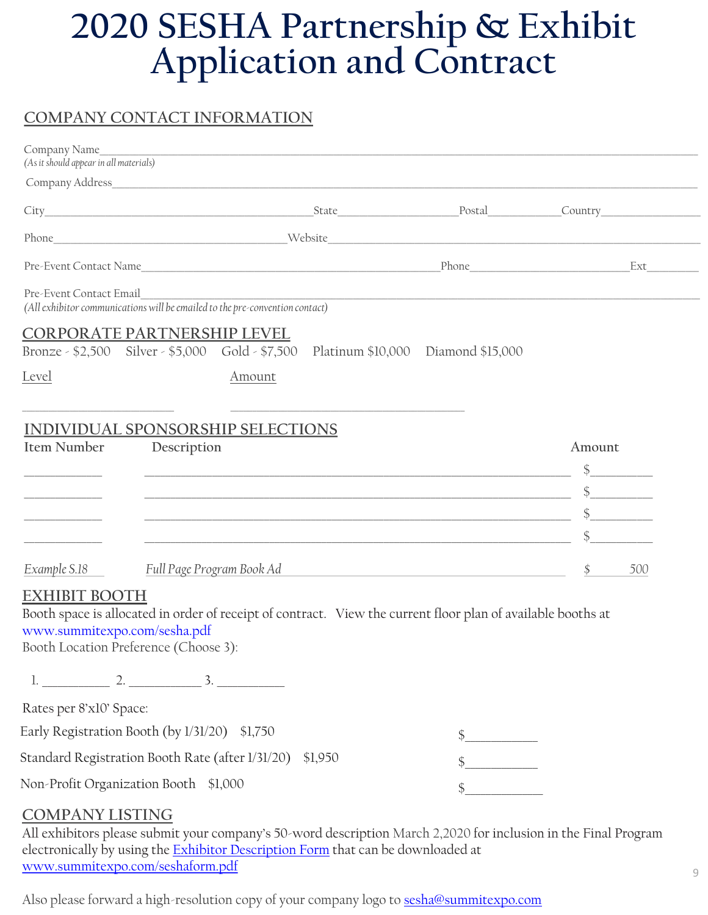# 2020 SESHA Partnership & Exhibit Application and Contract

## COMPANY CONTACT INFORMATION

Company Name_______________________________________________
*(As it should appear in all materials)*

Company Address_______________________________________________

City_______________________State__________________Postal___________Country________________

Phone_______________________Website_______________________________________________

Pre-Event Contact Name_______________________________Phone_______________________Ext________

Pre-Event Contact Email_______________________________________________
*(All exhibitor communications will be emailed to the pre-convention contact)*

## CORPORATE PARTNERSHIP LEVEL

Bronze - $2,500 Silver - $5,000 Gold - $7,500 Platinum $10,000 Diamond $15,000

| Level | Amount |
|---|---|
| ______________________ | __________________________________ |

## INDIVIDUAL SPONSORSHIP SELECTIONS

| Item Number | Description | Amount |
|---|---|---|
| ___________ | ______________________________________________________________ | $_________ |
| ___________ | ______________________________________________________________ | $_________ |
| ___________ | ______________________________________________________________ | $_________ |
| ___________ | ______________________________________________________________ | $_________ |
| *Example S.18* | *Full Page Program Book Ad* | $ 500 |

## EXHIBIT BOOTH

Booth space is allocated in order of receipt of contract. View the current floor plan of available booths at www.summitexpo.com/sesha.pdf

Booth Location Preference (Choose 3):

1. __________ 2. __________ 3. __________

Rates per 8'x10' Space:

| | | |
|---|---|---|
| Early Registration Booth (by 1/31/20) | $1,750 | $__________ |
| Standard Registration Booth Rate (after 1/31/20) | $1,950 | $__________ |
| Non-Profit Organization Booth | $1,000 | $__________ |

## COMPANY LISTING

All exhibitors please submit your company's 50-word description March 2,2020 for inclusion in the Final Program electronically by using the Exhibitor Description Form that can be downloaded at www.summitexpo.com/seshaform.pdf

Also please forward a high-resolution copy of your company logo to sesha@summitexpo.com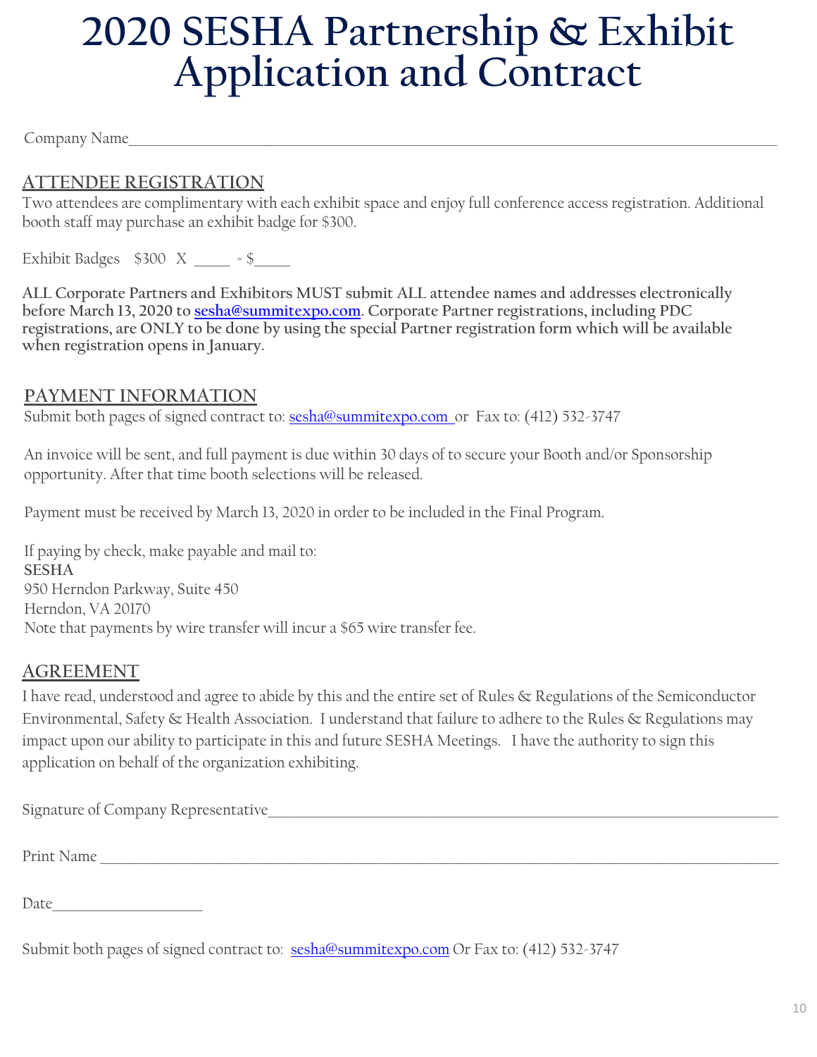# 2020 SESHA Partnership & Exhibit Application and Contract

Company Name_______________________________________________________________

## ATTENDEE REGISTRATION

Two attendees are complimentary with each exhibit space and enjoy full conference access registration. Additional booth staff may purchase an exhibit badge for $300.

Exhibit Badges $300 X _____ = $_____

**ALL Corporate Partners and Exhibitors MUST submit ALL attendee names and addresses electronically before March 13, 2020 to [sesha@summitexpo.com](mailto:sesha@summitexpo.com). Corporate Partner registrations, including PDC registrations, are ONLY to be done by using the special Partner registration form which will be available when registration opens in January.**

## PAYMENT INFORMATION

Submit both pages of signed contract to: [sesha@summitexpo.com](mailto:sesha@summitexpo.com) or Fax to: (412) 532-3747

An invoice will be sent, and full payment is due within 30 days of to secure your Booth and/or Sponsorship opportunity. After that time booth selections will be released.

Payment must be received by March 13, 2020 in order to be included in the Final Program.

If paying by check, make payable and mail to:
**SESHA**
950 Herndon Parkway, Suite 450
Herndon, VA 20170
Note that payments by wire transfer will incur a $65 wire transfer fee.

## AGREEMENT

I have read, understood and agree to abide by this and the entire set of Rules & Regulations of the Semiconductor Environmental, Safety & Health Association. I understand that failure to adhere to the Rules & Regulations may impact upon our ability to participate in this and future SESHA Meetings. I have the authority to sign this application on behalf of the organization exhibiting.

Signature of Company Representative_______________________________________________

Print Name ________________________________________________________________

Date____________________

Submit both pages of signed contract to: [sesha@summitexpo.com](mailto:sesha@summitexpo.com) Or Fax to: (412) 532-3747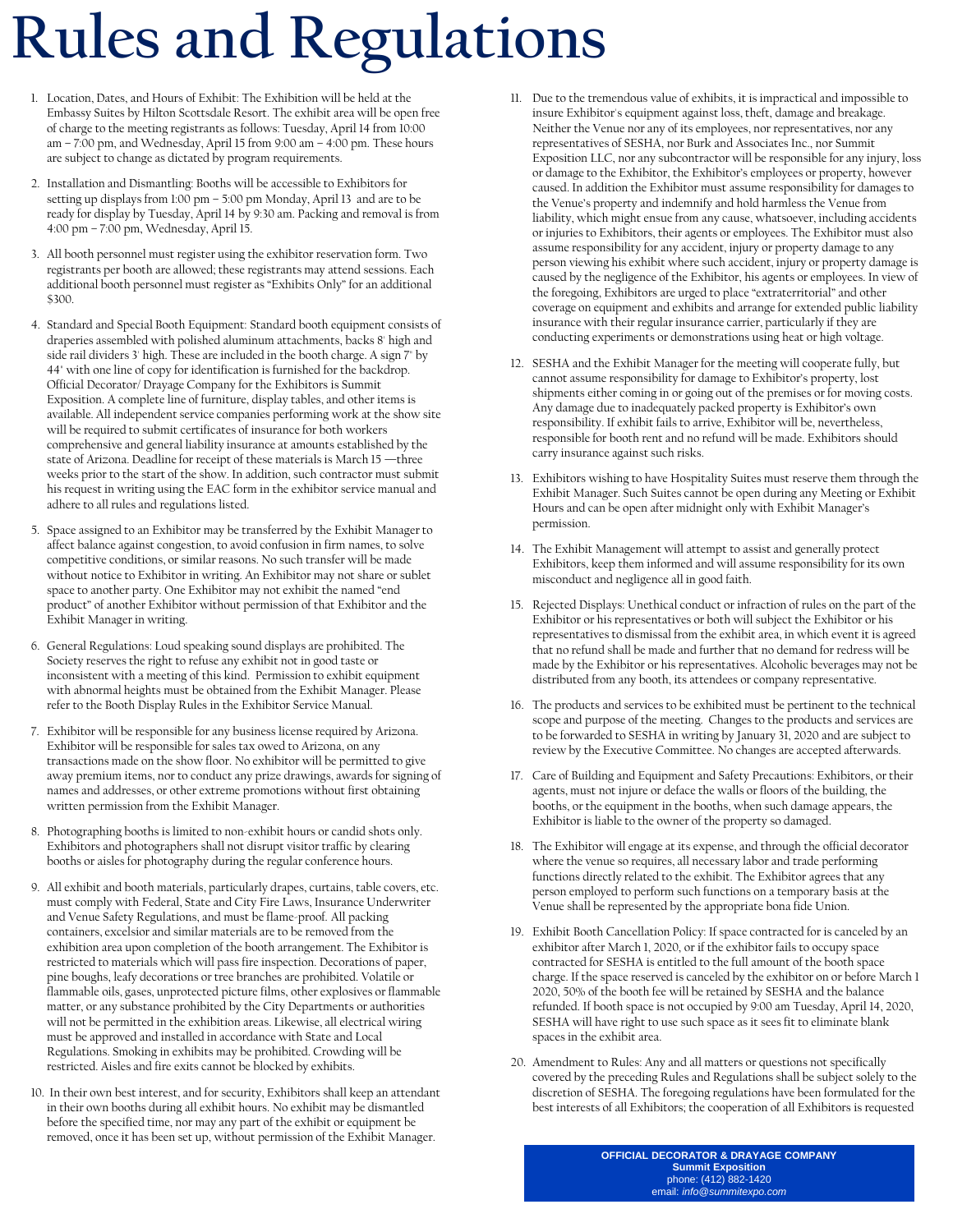# Rules and Regulations

1. Location, Dates, and Hours of Exhibit: The Exhibition will be held at the Embassy Suites by Hilton Scottsdale Resort. The exhibit area will be open free of charge to the meeting registrants as follows: Tuesday, April 14 from 10:00 am – 7:00 pm, and Wednesday, April 15 from 9:00 am – 4:00 pm. These hours are subject to change as dictated by program requirements.

2. Installation and Dismantling: Booths will be accessible to Exhibitors for setting up displays from 1:00 pm – 5:00 pm Monday, April 13 and are to be ready for display by Tuesday, April 14 by 9:30 am. Packing and removal is from 4:00 pm – 7:00 pm, Wednesday, April 15.

3. All booth personnel must register using the exhibitor reservation form. Two registrants per booth are allowed; these registrants may attend sessions. Each additional booth personnel must register as "Exhibits Only" for an additional $300.

4. Standard and Special Booth Equipment: Standard booth equipment consists of draperies assembled with polished aluminum attachments, backs 8' high and side rail dividers 3' high. These are included in the booth charge. A sign 7" by 44" with one line of copy for identification is furnished for the backdrop. Official Decorator/ Drayage Company for the Exhibitors is Summit Exposition. A complete line of furniture, display tables, and other items is available. All independent service companies performing work at the show site will be required to submit certificates of insurance for both workers comprehensive and general liability insurance at amounts established by the state of Arizona. Deadline for receipt of these materials is March 15 —three weeks prior to the start of the show. In addition, such contractor must submit his request in writing using the EAC form in the exhibitor service manual and adhere to all rules and regulations listed.

5. Space assigned to an Exhibitor may be transferred by the Exhibit Manager to affect balance against congestion, to avoid confusion in firm names, to solve competitive conditions, or similar reasons. No such transfer will be made without notice to Exhibitor in writing. An Exhibitor may not share or sublet space to another party. One Exhibitor may not exhibit the named "end product" of another Exhibitor without permission of that Exhibitor and the Exhibit Manager in writing.

6. General Regulations: Loud speaking sound displays are prohibited. The Society reserves the right to refuse any exhibit not in good taste or inconsistent with a meeting of this kind. Permission to exhibit equipment with abnormal heights must be obtained from the Exhibit Manager. Please refer to the Booth Display Rules in the Exhibitor Service Manual.

7. Exhibitor will be responsible for any business license required by Arizona. Exhibitor will be responsible for sales tax owed to Arizona, on any transactions made on the show floor. No exhibitor will be permitted to give away premium items, nor to conduct any prize drawings, awards for signing of names and addresses, or other extreme promotions without first obtaining written permission from the Exhibit Manager.

8. Photographing booths is limited to non-exhibit hours or candid shots only. Exhibitors and photographers shall not disrupt visitor traffic by clearing booths or aisles for photography during the regular conference hours.

9. All exhibit and booth materials, particularly drapes, curtains, table covers, etc. must comply with Federal, State and City Fire Laws, Insurance Underwriter and Venue Safety Regulations, and must be flame-proof. All packing containers, excelsior and similar materials are to be removed from the exhibition area upon completion of the booth arrangement. The Exhibitor is restricted to materials which will pass fire inspection. Decorations of paper, pine boughs, leafy decorations or tree branches are prohibited. Volatile or flammable oils, gases, unprotected picture films, other explosives or flammable matter, or any substance prohibited by the City Departments or authorities will not be permitted in the exhibition areas. Likewise, all electrical wiring must be approved and installed in accordance with State and Local Regulations. Smoking in exhibits may be prohibited. Crowding will be restricted. Aisles and fire exits cannot be blocked by exhibits.

10. In their own best interest, and for security, Exhibitors shall keep an attendant in their own booths during all exhibit hours. No exhibit may be dismantled before the specified time, nor may any part of the exhibit or equipment be removed, once it has been set up, without permission of the Exhibit Manager.

11. Due to the tremendous value of exhibits, it is impractical and impossible to insure Exhibitor's equipment against loss, theft, damage and breakage. Neither the Venue nor any of its employees, nor representatives, nor any representatives of SESHA, nor Burk and Associates Inc., nor Summit Exposition LLC, nor any subcontractor will be responsible for any injury, loss or damage to the Exhibitor, the Exhibitor's employees or property, however caused. In addition the Exhibitor must assume responsibility for damages to the Venue's property and indemnify and hold harmless the Venue from liability, which might ensue from any cause, whatsoever, including accidents or injuries to Exhibitors, their agents or employees. The Exhibitor must also assume responsibility for any accident, injury or property damage to any person viewing his exhibit where such accident, injury or property damage is caused by the negligence of the Exhibitor, his agents or employees. In view of the foregoing, Exhibitors are urged to place "extraterritorial" and other coverage on equipment and exhibits and arrange for extended public liability insurance with their regular insurance carrier, particularly if they are conducting experiments or demonstrations using heat or high voltage.

12. SESHA and the Exhibit Manager for the meeting will cooperate fully, but cannot assume responsibility for damage to Exhibitor's property, lost shipments either coming in or going out of the premises or for moving costs. Any damage due to inadequately packed property is Exhibitor's own responsibility. If exhibit fails to arrive, Exhibitor will be, nevertheless, responsible for booth rent and no refund will be made. Exhibitors should carry insurance against such risks.

13. Exhibitors wishing to have Hospitality Suites must reserve them through the Exhibit Manager. Such Suites cannot be open during any Meeting or Exhibit Hours and can be open after midnight only with Exhibit Manager's permission.

14. The Exhibit Management will attempt to assist and generally protect Exhibitors, keep them informed and will assume responsibility for its own misconduct and negligence all in good faith.

15. Rejected Displays: Unethical conduct or infraction of rules on the part of the Exhibitor or his representatives or both will subject the Exhibitor or his representatives to dismissal from the exhibit area, in which event it is agreed that no refund shall be made and further that no demand for redress will be made by the Exhibitor or his representatives. Alcoholic beverages may not be distributed from any booth, its attendees or company representative.

16. The products and services to be exhibited must be pertinent to the technical scope and purpose of the meeting. Changes to the products and services are to be forwarded to SESHA in writing by January 31, 2020 and are subject to review by the Executive Committee. No changes are accepted afterwards.

17. Care of Building and Equipment and Safety Precautions: Exhibitors, or their agents, must not injure or deface the walls or floors of the building, the booths, or the equipment in the booths, when such damage appears, the Exhibitor is liable to the owner of the property so damaged.

18. The Exhibitor will engage at its expense, and through the official decorator where the venue so requires, all necessary labor and trade performing functions directly related to the exhibit. The Exhibitor agrees that any person employed to perform such functions on a temporary basis at the Venue shall be represented by the appropriate bona fide Union.

19. Exhibit Booth Cancellation Policy: If space contracted for is canceled by an exhibitor after March 1, 2020, or if the exhibitor fails to occupy space contracted for SESHA is entitled to the full amount of the booth space charge. If the space reserved is canceled by the exhibitor on or before March 1 2020, 50% of the booth fee will be retained by SESHA and the balance refunded. If booth space is not occupied by 9:00 am Tuesday, April 14, 2020, SESHA will have right to use such space as it sees fit to eliminate blank spaces in the exhibit area.

20. Amendment to Rules: Any and all matters or questions not specifically covered by the preceding Rules and Regulations shall be subject solely to the discretion of SESHA. The foregoing regulations have been formulated for the best interests of all Exhibitors; the cooperation of all Exhibitors is requested

**OFFICIAL DECORATOR & DRAYAGE COMPANY**
**Summit Exposition**
phone: (412) 882-1420
email: *info@summitexpo.com*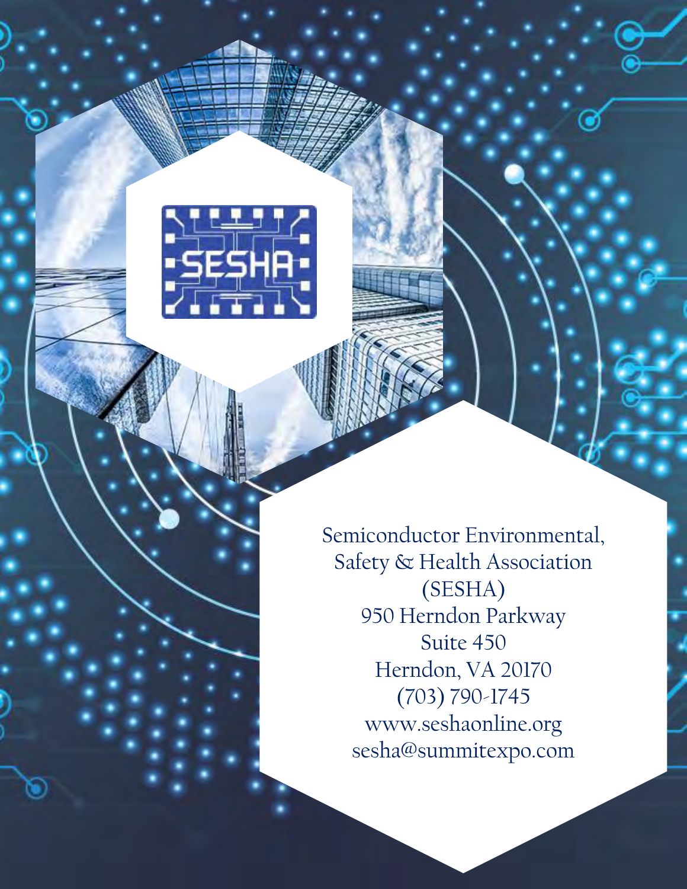Semiconductor Environmental, Safety & Health Association (SESHA)

950 Herndon Parkway
Suite 450
Herndon, VA 20170
(703) 790-1745
www.seshaonline.org
sesha@summitexpo.com